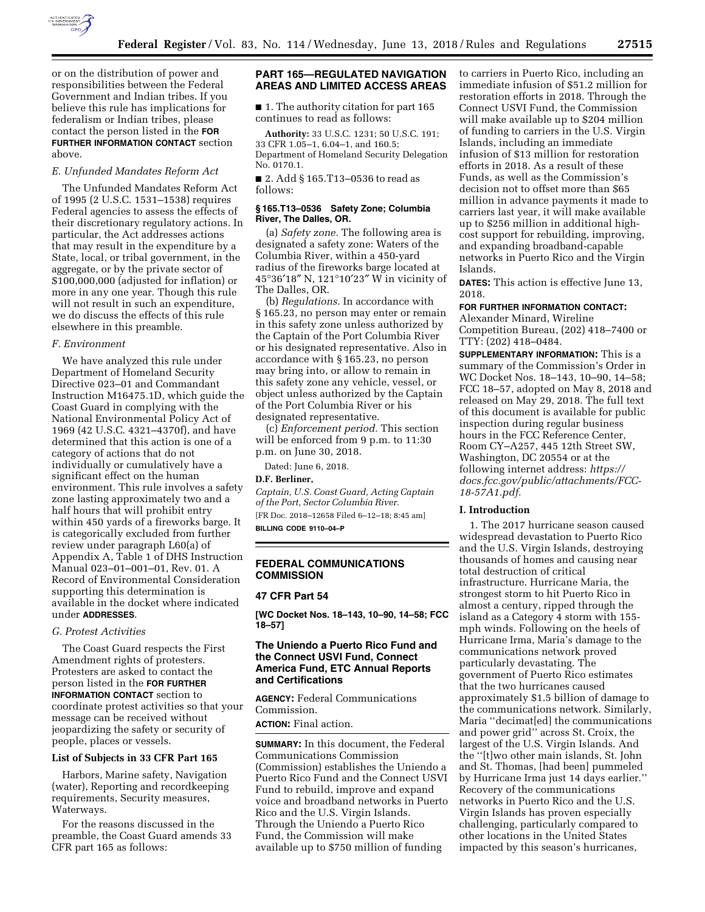or on the distribution of power and responsibilities between the Federal Government and Indian tribes. If you believe this rule has implications for federalism or Indian tribes, please contact the person listed in the **FOR FURTHER INFORMATION CONTACT** section above.

*E. Unfunded Mandates Reform Act*

The Unfunded Mandates Reform Act of 1995 (2 U.S.C. 1531–1538) requires Federal agencies to assess the effects of their discretionary regulatory actions. In particular, the Act addresses actions that may result in the expenditure by a State, local, or tribal government, in the aggregate, or by the private sector of $100,000,000 (adjusted for inflation) or more in any one year. Though this rule will not result in such an expenditure, we do discuss the effects of this rule elsewhere in this preamble.

*F. Environment*

We have analyzed this rule under Department of Homeland Security Directive 023–01 and Commandant Instruction M16475.1D, which guide the Coast Guard in complying with the National Environmental Policy Act of 1969 (42 U.S.C. 4321–4370f), and have determined that this action is one of a category of actions that do not individually or cumulatively have a significant effect on the human environment. This rule involves a safety zone lasting approximately two and a half hours that will prohibit entry within 450 yards of a fireworks barge. It is categorically excluded from further review under paragraph L60(a) of Appendix A, Table 1 of DHS Instruction Manual 023–01–001–01, Rev. 01. A Record of Environmental Consideration supporting this determination is available in the docket where indicated under **ADDRESSES**.

*G. Protest Activities*

The Coast Guard respects the First Amendment rights of protesters. Protesters are asked to contact the person listed in the **FOR FURTHER INFORMATION CONTACT** section to coordinate protest activities so that your message can be received without jeopardizing the safety or security of people, places or vessels.

**List of Subjects in 33 CFR Part 165**

Harbors, Marine safety, Navigation (water), Reporting and recordkeeping requirements, Security measures, Waterways.

For the reasons discussed in the preamble, the Coast Guard amends 33 CFR part 165 as follows:

**PART 165—REGULATED NAVIGATION AREAS AND LIMITED ACCESS AREAS**

■ 1. The authority citation for part 165 continues to read as follows:

**Authority:** 33 U.S.C. 1231; 50 U.S.C. 191; 33 CFR 1.05–1, 6.04–1, and 160.5; Department of Homeland Security Delegation No. 0170.1.

■ 2. Add § 165.T13–0536 to read as follows:

**§ 165.T13–0536 Safety Zone; Columbia River, The Dalles, OR.**

(a) *Safety zone.* The following area is designated a safety zone: Waters of the Columbia River, within a 450-yard radius of the fireworks barge located at 45°36′18″ N, 121°10′23″ W in vicinity of The Dalles, OR.

(b) *Regulations.* In accordance with § 165.23, no person may enter or remain in this safety zone unless authorized by the Captain of the Port Columbia River or his designated representative. Also in accordance with § 165.23, no person may bring into, or allow to remain in this safety zone any vehicle, vessel, or object unless authorized by the Captain of the Port Columbia River or his designated representative.

(c) *Enforcement period.* This section will be enforced from 9 p.m. to 11:30 p.m. on June 30, 2018.

Dated: June 6, 2018.

**D.F. Berliner,**

*Captain, U.S. Coast Guard, Acting Captain of the Port, Sector Columbia River.*

[FR Doc. 2018–12658 Filed 6–12–18; 8:45 am]

**BILLING CODE 9110–04–P**

## FEDERAL COMMUNICATIONS COMMISSION

### 47 CFR Part 54

**[WC Docket Nos. 18–143, 10–90, 14–58; FCC 18–57]**

### The Uniendo a Puerto Rico Fund and the Connect USVI Fund, Connect America Fund, ETC Annual Reports and Certifications

**AGENCY:** Federal Communications Commission.

**ACTION:** Final action.

**SUMMARY:** In this document, the Federal Communications Commission (Commission) establishes the Uniendo a Puerto Rico Fund and the Connect USVI Fund to rebuild, improve and expand voice and broadband networks in Puerto Rico and the U.S. Virgin Islands. Through the Uniendo a Puerto Rico Fund, the Commission will make available up to $750 million of funding to carriers in Puerto Rico, including an immediate infusion of $51.2 million for restoration efforts in 2018. Through the Connect USVI Fund, the Commission will make available up to $204 million of funding to carriers in the U.S. Virgin Islands, including an immediate infusion of $13 million for restoration efforts in 2018. As a result of these Funds, as well as the Commission's decision not to offset more than $65 million in advance payments it made to carriers last year, it will make available up to $256 million in additional high-cost support for rebuilding, improving, and expanding broadband-capable networks in Puerto Rico and the Virgin Islands.

**DATES:** This action is effective June 13, 2018.

**FOR FURTHER INFORMATION CONTACT:** Alexander Minard, Wireline Competition Bureau, (202) 418–7400 or TTY: (202) 418–0484.

**SUPPLEMENTARY INFORMATION:** This is a summary of the Commission's Order in WC Docket Nos. 18–143, 10–90, 14–58; FCC 18–57, adopted on May 8, 2018 and released on May 29, 2018. The full text of this document is available for public inspection during regular business hours in the FCC Reference Center, Room CY–A257, 445 12th Street SW, Washington, DC 20554 or at the following internet address: *https://docs.fcc.gov/public/attachments/FCC-18-57A1.pdf.*

**I. Introduction**

1. The 2017 hurricane season caused widespread devastation to Puerto Rico and the U.S. Virgin Islands, destroying thousands of homes and causing near total destruction of critical infrastructure. Hurricane Maria, the strongest storm to hit Puerto Rico in almost a century, ripped through the island as a Category 4 storm with 155-mph winds. Following on the heels of Hurricane Irma, Maria's damage to the communications network proved particularly devastating. The government of Puerto Rico estimates that the two hurricanes caused approximately $1.5 billion of damage to the communications network. Similarly, Maria ''decimat[ed] the communications and power grid'' across St. Croix, the largest of the U.S. Virgin Islands. And the ''[t]wo other main islands, St. John and St. Thomas, [had been] pummeled by Hurricane Irma just 14 days earlier.'' Recovery of the communications networks in Puerto Rico and the U.S. Virgin Islands has proven especially challenging, particularly compared to other locations in the United States impacted by this season's hurricanes,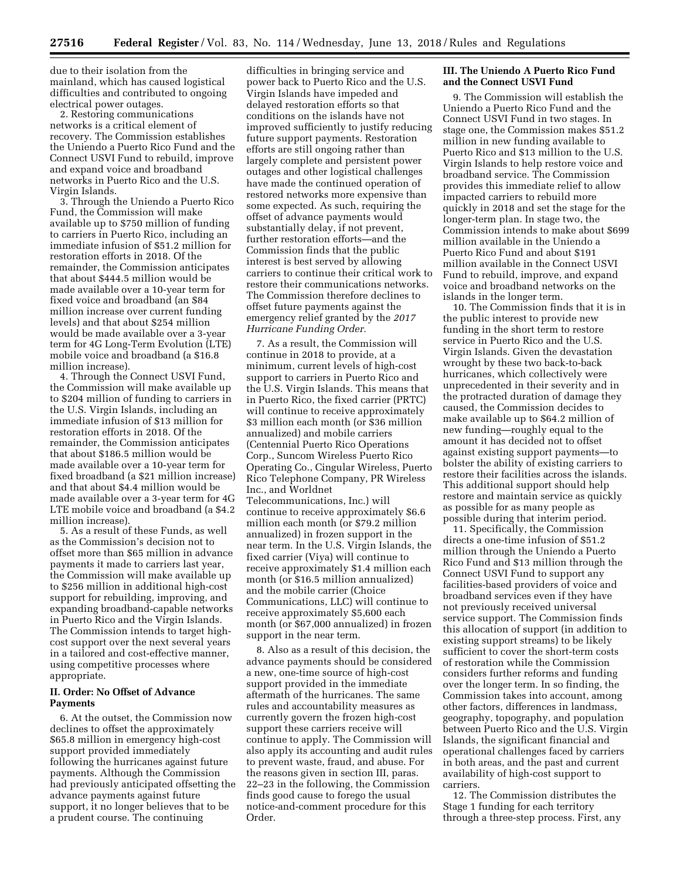due to their isolation from the mainland, which has caused logistical difficulties and contributed to ongoing electrical power outages.

2. Restoring communications networks is a critical element of recovery. The Commission establishes the Uniendo a Puerto Rico Fund and the Connect USVI Fund to rebuild, improve and expand voice and broadband networks in Puerto Rico and the U.S. Virgin Islands.

3. Through the Uniendo a Puerto Rico Fund, the Commission will make available up to $750 million of funding to carriers in Puerto Rico, including an immediate infusion of $51.2 million for restoration efforts in 2018. Of the remainder, the Commission anticipates that about $444.5 million would be made available over a 10-year term for fixed voice and broadband (an $84 million increase over current funding levels) and that about $254 million would be made available over a 3-year term for 4G Long-Term Evolution (LTE) mobile voice and broadband (a $16.8 million increase).

4. Through the Connect USVI Fund, the Commission will make available up to $204 million of funding to carriers in the U.S. Virgin Islands, including an immediate infusion of $13 million for restoration efforts in 2018. Of the remainder, the Commission anticipates that about $186.5 million would be made available over a 10-year term for fixed broadband (a $21 million increase) and that about $4.4 million would be made available over a 3-year term for 4G LTE mobile voice and broadband (a $4.2 million increase).

5. As a result of these Funds, as well as the Commission's decision not to offset more than $65 million in advance payments it made to carriers last year, the Commission will make available up to $256 million in additional high-cost support for rebuilding, improving, and expanding broadband-capable networks in Puerto Rico and the Virgin Islands. The Commission intends to target high-cost support over the next several years in a tailored and cost-effective manner, using competitive processes where appropriate.

## II. Order: No Offset of Advance Payments

6. At the outset, the Commission now declines to offset the approximately $65.8 million in emergency high-cost support provided immediately following the hurricanes against future payments. Although the Commission had previously anticipated offsetting the advance payments against future support, it no longer believes that to be a prudent course. The continuing difficulties in bringing service and power back to Puerto Rico and the U.S. Virgin Islands have impeded and delayed restoration efforts so that conditions on the islands have not improved sufficiently to justify reducing future support payments. Restoration efforts are still ongoing rather than largely complete and persistent power outages and other logistical challenges have made the continued operation of restored networks more expensive than some expected. As such, requiring the offset of advance payments would substantially delay, if not prevent, further restoration efforts—and the Commission finds that the public interest is best served by allowing carriers to continue their critical work to restore their communications networks. The Commission therefore declines to offset future payments against the emergency relief granted by the *2017 Hurricane Funding Order*.

7. As a result, the Commission will continue in 2018 to provide, at a minimum, current levels of high-cost support to carriers in Puerto Rico and the U.S. Virgin Islands. This means that in Puerto Rico, the fixed carrier (PRTC) will continue to receive approximately $3 million each month (or $36 million annualized) and mobile carriers (Centennial Puerto Rico Operations Corp., Suncom Wireless Puerto Rico Operating Co., Cingular Wireless, Puerto Rico Telephone Company, PR Wireless Inc., and Worldnet Telecommunications, Inc.) will continue to receive approximately $6.6 million each month (or $79.2 million annualized) in frozen support in the near term. In the U.S. Virgin Islands, the fixed carrier (Viya) will continue to receive approximately $1.4 million each month (or $16.5 million annualized) and the mobile carrier (Choice Communications, LLC) will continue to receive approximately $5,600 each month (or $67,000 annualized) in frozen support in the near term.

8. Also as a result of this decision, the advance payments should be considered a new, one-time source of high-cost support provided in the immediate aftermath of the hurricanes. The same rules and accountability measures as currently govern the frozen high-cost support these carriers receive will continue to apply. The Commission will also apply its accounting and audit rules to prevent waste, fraud, and abuse. For the reasons given in section III, paras. 22–23 in the following, the Commission finds good cause to forego the usual notice-and-comment procedure for this Order.

## III. The Uniendo A Puerto Rico Fund and the Connect USVI Fund

9. The Commission will establish the Uniendo a Puerto Rico Fund and the Connect USVI Fund in two stages. In stage one, the Commission makes $51.2 million in new funding available to Puerto Rico and $13 million to the U.S. Virgin Islands to help restore voice and broadband service. The Commission provides this immediate relief to allow impacted carriers to rebuild more quickly in 2018 and set the stage for the longer-term plan. In stage two, the Commission intends to make about $699 million available in the Uniendo a Puerto Rico Fund and about $191 million available in the Connect USVI Fund to rebuild, improve, and expand voice and broadband networks on the islands in the longer term.

10. The Commission finds that it is in the public interest to provide new funding in the short term to restore service in Puerto Rico and the U.S. Virgin Islands. Given the devastation wrought by these two back-to-back hurricanes, which collectively were unprecedented in their severity and in the protracted duration of damage they caused, the Commission decides to make available up to $64.2 million of new funding—roughly equal to the amount it has decided not to offset against existing support payments—to bolster the ability of existing carriers to restore their facilities across the islands. This additional support should help restore and maintain service as quickly as possible for as many people as possible during that interim period.

11. Specifically, the Commission directs a one-time infusion of $51.2 million through the Uniendo a Puerto Rico Fund and $13 million through the Connect USVI Fund to support any facilities-based providers of voice and broadband services even if they have not previously received universal service support. The Commission finds this allocation of support (in addition to existing support streams) to be likely sufficient to cover the short-term costs of restoration while the Commission considers further reforms and funding over the longer term. In so finding, the Commission takes into account, among other factors, differences in landmass, geography, topography, and population between Puerto Rico and the U.S. Virgin Islands, the significant financial and operational challenges faced by carriers in both areas, and the past and current availability of high-cost support to carriers.

12. The Commission distributes the Stage 1 funding for each territory through a three-step process. First, any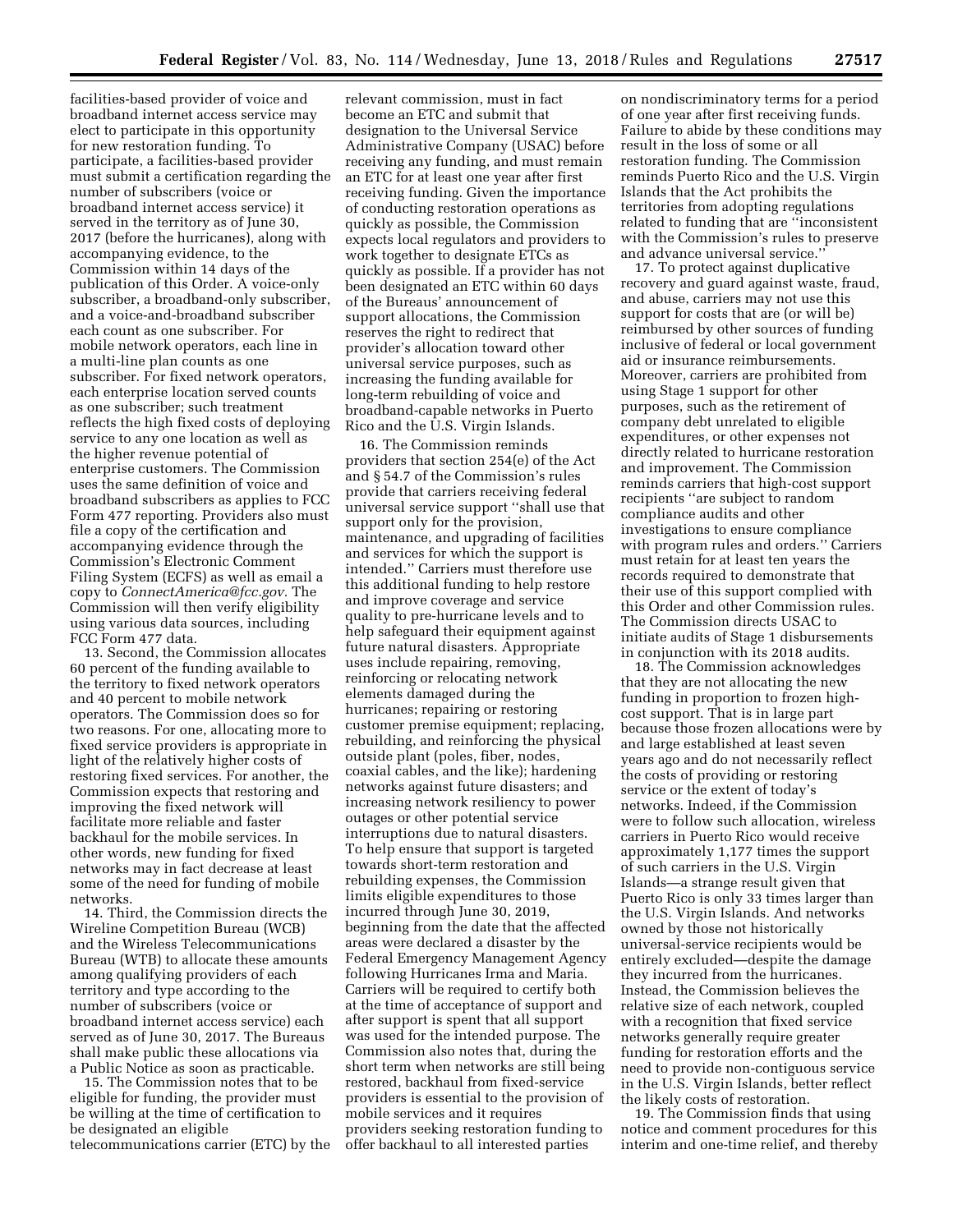facilities-based provider of voice and broadband internet access service may elect to participate in this opportunity for new restoration funding. To participate, a facilities-based provider must submit a certification regarding the number of subscribers (voice or broadband internet access service) it served in the territory as of June 30, 2017 (before the hurricanes), along with accompanying evidence, to the Commission within 14 days of the publication of this Order. A voice-only subscriber, a broadband-only subscriber, and a voice-and-broadband subscriber each count as one subscriber. For mobile network operators, each line in a multi-line plan counts as one subscriber. For fixed network operators, each enterprise location served counts as one subscriber; such treatment reflects the high fixed costs of deploying service to any one location as well as the higher revenue potential of enterprise customers. The Commission uses the same definition of voice and broadband subscribers as applies to FCC Form 477 reporting. Providers also must file a copy of the certification and accompanying evidence through the Commission's Electronic Comment Filing System (ECFS) as well as email a copy to *ConnectAmerica@fcc.gov.* The Commission will then verify eligibility using various data sources, including FCC Form 477 data.

13. Second, the Commission allocates 60 percent of the funding available to the territory to fixed network operators and 40 percent to mobile network operators. The Commission does so for two reasons. For one, allocating more to fixed service providers is appropriate in light of the relatively higher costs of restoring fixed services. For another, the Commission expects that restoring and improving the fixed network will facilitate more reliable and faster backhaul for the mobile services. In other words, new funding for fixed networks may in fact decrease at least some of the need for funding of mobile networks.

14. Third, the Commission directs the Wireline Competition Bureau (WCB) and the Wireless Telecommunications Bureau (WTB) to allocate these amounts among qualifying providers of each territory and type according to the number of subscribers (voice or broadband internet access service) each served as of June 30, 2017. The Bureaus shall make public these allocations via a Public Notice as soon as practicable.

15. The Commission notes that to be eligible for funding, the provider must be willing at the time of certification to be designated an eligible telecommunications carrier (ETC) by the relevant commission, must in fact become an ETC and submit that designation to the Universal Service Administrative Company (USAC) before receiving any funding, and must remain an ETC for at least one year after first receiving funding. Given the importance of conducting restoration operations as quickly as possible, the Commission expects local regulators and providers to work together to designate ETCs as quickly as possible. If a provider has not been designated an ETC within 60 days of the Bureaus' announcement of support allocations, the Commission reserves the right to redirect that provider's allocation toward other universal service purposes, such as increasing the funding available for long-term rebuilding of voice and broadband-capable networks in Puerto Rico and the U.S. Virgin Islands.

16. The Commission reminds providers that section 254(e) of the Act and § 54.7 of the Commission's rules provide that carriers receiving federal universal service support ''shall use that support only for the provision, maintenance, and upgrading of facilities and services for which the support is intended.'' Carriers must therefore use this additional funding to help restore and improve coverage and service quality to pre-hurricane levels and to help safeguard their equipment against future natural disasters. Appropriate uses include repairing, removing, reinforcing or relocating network elements damaged during the hurricanes; repairing or restoring customer premise equipment; replacing, rebuilding, and reinforcing the physical outside plant (poles, fiber, nodes, coaxial cables, and the like); hardening networks against future disasters; and increasing network resiliency to power outages or other potential service interruptions due to natural disasters. To help ensure that support is targeted towards short-term restoration and rebuilding expenses, the Commission limits eligible expenditures to those incurred through June 30, 2019, beginning from the date that the affected areas were declared a disaster by the Federal Emergency Management Agency following Hurricanes Irma and Maria. Carriers will be required to certify both at the time of acceptance of support and after support is spent that all support was used for the intended purpose. The Commission also notes that, during the short term when networks are still being restored, backhaul from fixed-service providers is essential to the provision of mobile services and it requires providers seeking restoration funding to offer backhaul to all interested parties on nondiscriminatory terms for a period of one year after first receiving funds. Failure to abide by these conditions may result in the loss of some or all restoration funding. The Commission reminds Puerto Rico and the U.S. Virgin Islands that the Act prohibits the territories from adopting regulations related to funding that are ''inconsistent with the Commission's rules to preserve and advance universal service.''

17. To protect against duplicative recovery and guard against waste, fraud, and abuse, carriers may not use this support for costs that are (or will be) reimbursed by other sources of funding inclusive of federal or local government aid or insurance reimbursements. Moreover, carriers are prohibited from using Stage 1 support for other purposes, such as the retirement of company debt unrelated to eligible expenditures, or other expenses not directly related to hurricane restoration and improvement. The Commission reminds carriers that high-cost support recipients ''are subject to random compliance audits and other investigations to ensure compliance with program rules and orders.'' Carriers must retain for at least ten years the records required to demonstrate that their use of this support complied with this Order and other Commission rules. The Commission directs USAC to initiate audits of Stage 1 disbursements in conjunction with its 2018 audits.

18. The Commission acknowledges that they are not allocating the new funding in proportion to frozen high-cost support. That is in large part because those frozen allocations were by and large established at least seven years ago and do not necessarily reflect the costs of providing or restoring service or the extent of today's networks. Indeed, if the Commission were to follow such allocation, wireless carriers in Puerto Rico would receive approximately 1,177 times the support of such carriers in the U.S. Virgin Islands—a strange result given that Puerto Rico is only 33 times larger than the U.S. Virgin Islands. And networks owned by those not historically universal-service recipients would be entirely excluded—despite the damage they incurred from the hurricanes. Instead, the Commission believes the relative size of each network, coupled with a recognition that fixed service networks generally require greater funding for restoration efforts and the need to provide non-contiguous service in the U.S. Virgin Islands, better reflect the likely costs of restoration.

19. The Commission finds that using notice and comment procedures for this interim and one-time relief, and thereby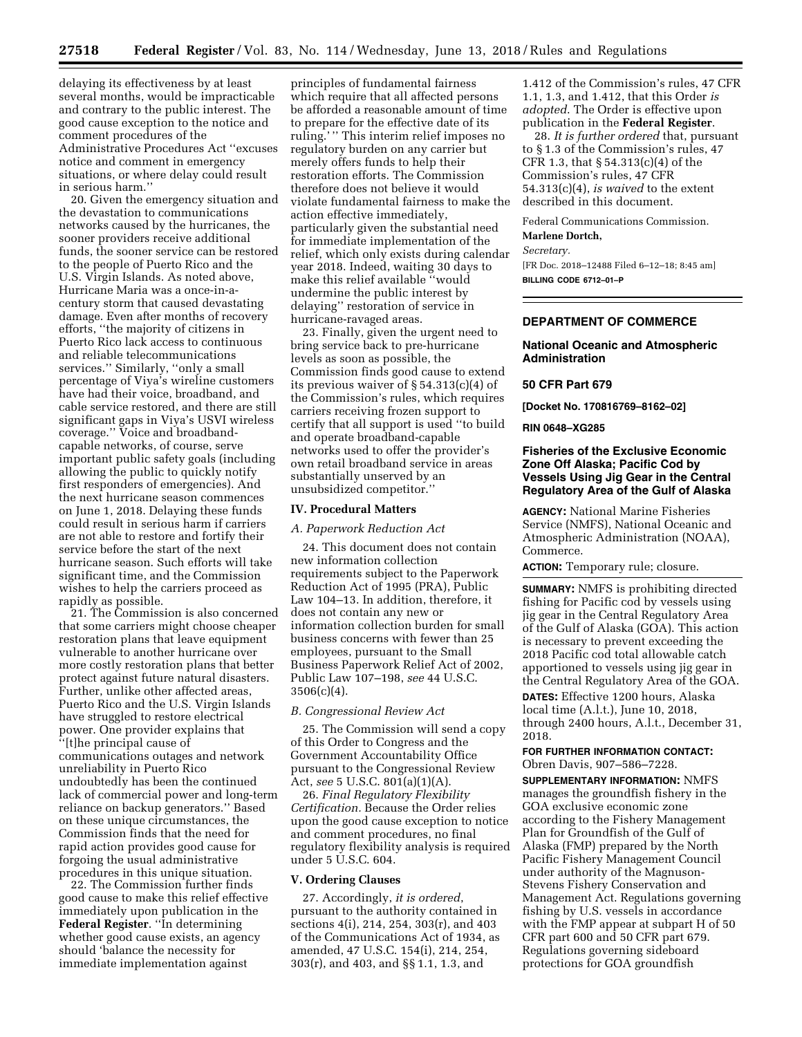delaying its effectiveness by at least several months, would be impracticable and contrary to the public interest. The good cause exception to the notice and comment procedures of the Administrative Procedures Act ''excuses notice and comment in emergency situations, or where delay could result in serious harm.''

20. Given the emergency situation and the devastation to communications networks caused by the hurricanes, the sooner providers receive additional funds, the sooner service can be restored to the people of Puerto Rico and the U.S. Virgin Islands. As noted above, Hurricane Maria was a once-in-a-century storm that caused devastating damage. Even after months of recovery efforts, ''the majority of citizens in Puerto Rico lack access to continuous and reliable telecommunications services.'' Similarly, ''only a small percentage of Viya's wireline customers have had their voice, broadband, and cable service restored, and there are still significant gaps in Viya's USVI wireless coverage.'' Voice and broadband-capable networks, of course, serve important public safety goals (including allowing the public to quickly notify first responders of emergencies). And the next hurricane season commences on June 1, 2018. Delaying these funds could result in serious harm if carriers are not able to restore and fortify their service before the start of the next hurricane season. Such efforts will take significant time, and the Commission wishes to help the carriers proceed as rapidly as possible.

21. The Commission is also concerned that some carriers might choose cheaper restoration plans that leave equipment vulnerable to another hurricane over more costly restoration plans that better protect against future natural disasters. Further, unlike other affected areas, Puerto Rico and the U.S. Virgin Islands have struggled to restore electrical power. One provider explains that ''[t]he principal cause of communications outages and network unreliability in Puerto Rico undoubtedly has been the continued lack of commercial power and long-term reliance on backup generators.'' Based on these unique circumstances, the Commission finds that the need for rapid action provides good cause for forgoing the usual administrative procedures in this unique situation.

22. The Commission further finds good cause to make this relief effective immediately upon publication in the **Federal Register**. ''In determining whether good cause exists, an agency should 'balance the necessity for immediate implementation against principles of fundamental fairness which require that all affected persons be afforded a reasonable amount of time to prepare for the effective date of its ruling.' '' This interim relief imposes no regulatory burden on any carrier but merely offers funds to help their restoration efforts. The Commission therefore does not believe it would violate fundamental fairness to make the action effective immediately, particularly given the substantial need for immediate implementation of the relief, which only exists during calendar year 2018. Indeed, waiting 30 days to make this relief available ''would undermine the public interest by delaying'' restoration of service in hurricane-ravaged areas.

23. Finally, given the urgent need to bring service back to pre-hurricane levels as soon as possible, the Commission finds good cause to extend its previous waiver of § 54.313(c)(4) of the Commission's rules, which requires carriers receiving frozen support to certify that all support is used ''to build and operate broadband-capable networks used to offer the provider's own retail broadband service in areas substantially unserved by an unsubsidized competitor.''

## IV. Procedural Matters

### A. Paperwork Reduction Act

24. This document does not contain new information collection requirements subject to the Paperwork Reduction Act of 1995 (PRA), Public Law 104–13. In addition, therefore, it does not contain any new or information collection burden for small business concerns with fewer than 25 employees, pursuant to the Small Business Paperwork Relief Act of 2002, Public Law 107–198, *see* 44 U.S.C. 3506(c)(4).

### B. Congressional Review Act

25. The Commission will send a copy of this Order to Congress and the Government Accountability Office pursuant to the Congressional Review Act, *see* 5 U.S.C. 801(a)(1)(A).

26. *Final Regulatory Flexibility Certification.* Because the Order relies upon the good cause exception to notice and comment procedures, no final regulatory flexibility analysis is required under 5 U.S.C. 604.

## V. Ordering Clauses

27. Accordingly, *it is ordered*, pursuant to the authority contained in sections 4(i), 214, 254, 303(r), and 403 of the Communications Act of 1934, as amended, 47 U.S.C. 154(i), 214, 254, 303(r), and 403, and §§ 1.1, 1.3, and 1.412 of the Commission's rules, 47 CFR 1.1, 1.3, and 1.412, that this Order *is adopted*. The Order is effective upon publication in the **Federal Register**.

28. *It is further ordered* that, pursuant to § 1.3 of the Commission's rules, 47 CFR 1.3, that § 54.313(c)(4) of the Commission's rules, 47 CFR 54.313(c)(4), *is waived* to the extent described in this document.

Federal Communications Commission.

**Marlene Dortch,**

*Secretary.*

[FR Doc. 2018–12488 Filed 6–12–18; 8:45 am]

**BILLING CODE 6712–01–P**

---

**DEPARTMENT OF COMMERCE**

**National Oceanic and Atmospheric Administration**

**50 CFR Part 679**

**[Docket No. 170816769–8162–02]**

**RIN 0648–XG285**

## Fisheries of the Exclusive Economic Zone Off Alaska; Pacific Cod by Vessels Using Jig Gear in the Central Regulatory Area of the Gulf of Alaska

**AGENCY:** National Marine Fisheries Service (NMFS), National Oceanic and Atmospheric Administration (NOAA), Commerce.

**ACTION:** Temporary rule; closure.

**SUMMARY:** NMFS is prohibiting directed fishing for Pacific cod by vessels using jig gear in the Central Regulatory Area of the Gulf of Alaska (GOA). This action is necessary to prevent exceeding the 2018 Pacific cod total allowable catch apportioned to vessels using jig gear in the Central Regulatory Area of the GOA.

**DATES:** Effective 1200 hours, Alaska local time (A.l.t.), June 10, 2018, through 2400 hours, A.l.t., December 31, 2018.

**FOR FURTHER INFORMATION CONTACT:** Obren Davis, 907–586–7228.

**SUPPLEMENTARY INFORMATION:** NMFS manages the groundfish fishery in the GOA exclusive economic zone according to the Fishery Management Plan for Groundfish of the Gulf of Alaska (FMP) prepared by the North Pacific Fishery Management Council under authority of the Magnuson-Stevens Fishery Conservation and Management Act. Regulations governing fishing by U.S. vessels in accordance with the FMP appear at subpart H of 50 CFR part 600 and 50 CFR part 679. Regulations governing sideboard protections for GOA groundfish